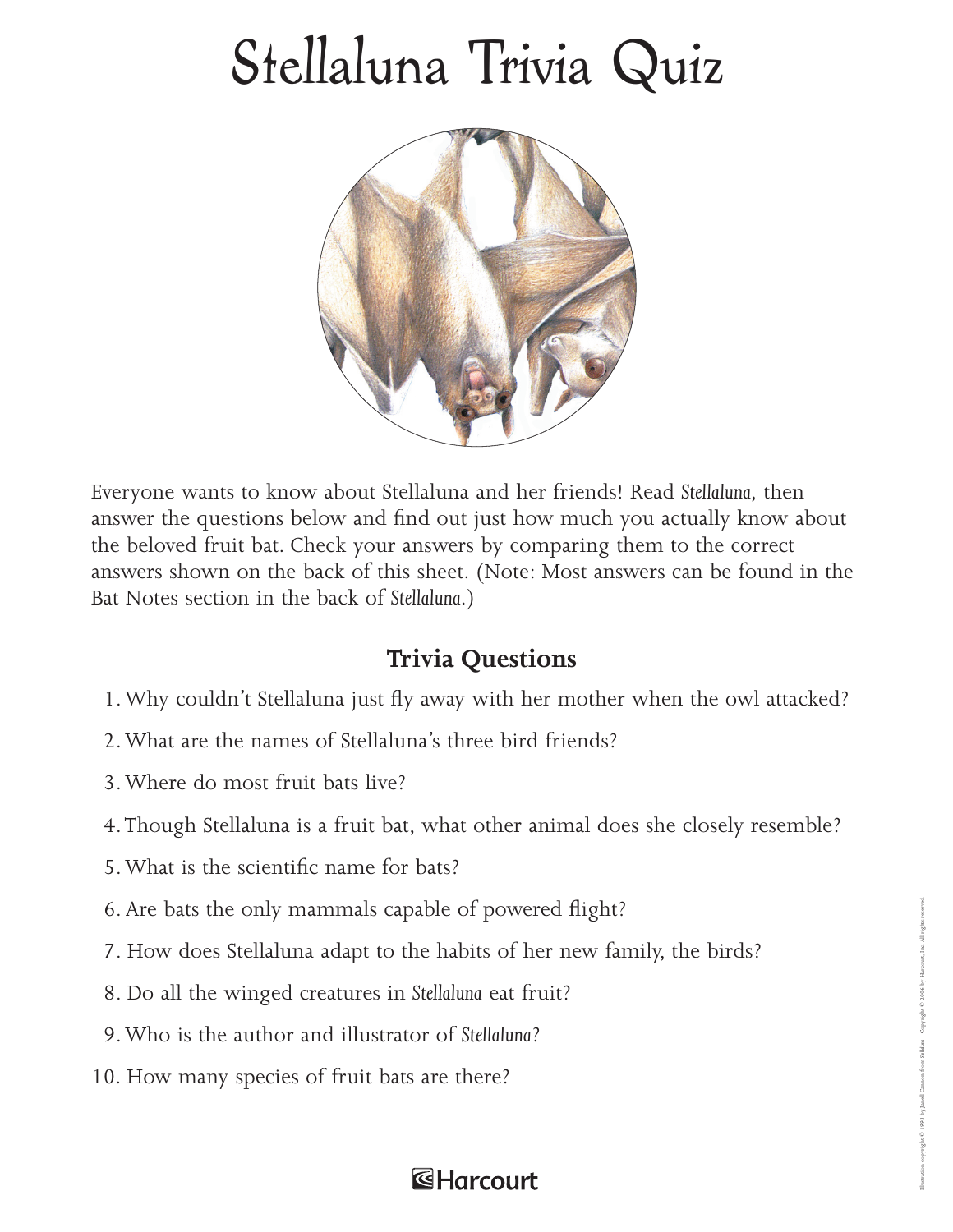# Stellaluna Trivia Quiz

Everyone wants to know about Stellaluna and her friends! Read *Stellaluna*, then answer the questions below and find out just how much you actually know about the beloved fruit bat. Check your answers by comparing them to the correct answers shown on the back of this sheet. (Note: Most answers can be found in the Bat Notes section in the back of *Stellaluna*.)

## Trivia Questions

1. Why couldn't Stellaluna just fly away with her mother when the owl attacked?
2. What are the names of Stellaluna's three bird friends?
3. Where do most fruit bats live?
4. Though Stellaluna is a fruit bat, what other animal does she closely resemble?
5. What is the scientific name for bats?
6. Are bats the only mammals capable of powered flight?
7. How does Stellaluna adapt to the habits of her new family, the birds?
8. Do all the winged creatures in *Stellaluna* eat fruit?
9. Who is the author and illustrator of *Stellaluna*?
10. How many species of fruit bats are there?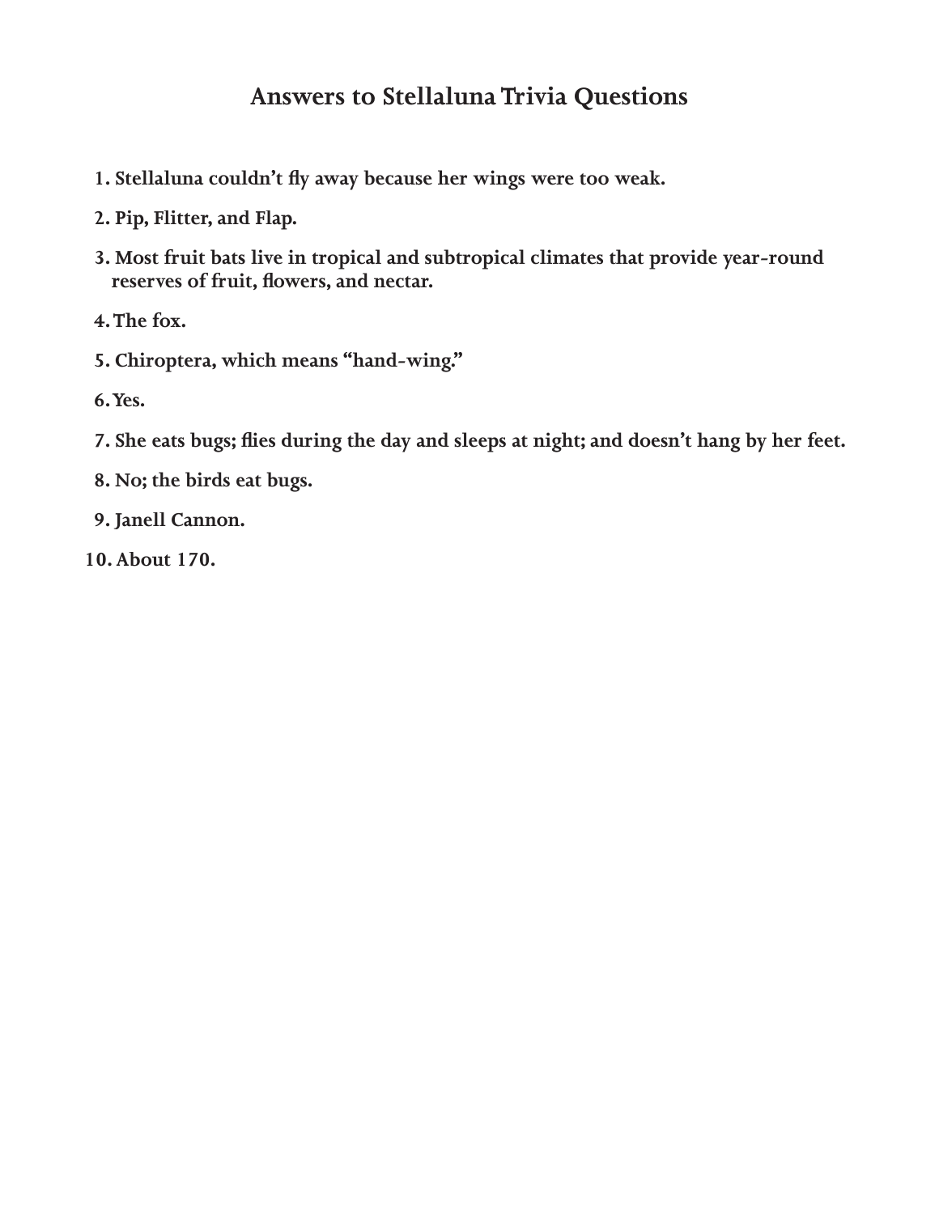## Answers to Stellaluna Trivia Questions

1. Stellaluna couldn't fly away because her wings were too weak.
2. Pip, Flitter, and Flap.
3. Most fruit bats live in tropical and subtropical climates that provide year-round reserves of fruit, flowers, and nectar.
4. The fox.
5. Chiroptera, which means "hand-wing."
6. Yes.
7. She eats bugs; flies during the day and sleeps at night; and doesn't hang by her feet.
8. No; the birds eat bugs.
9. Janell Cannon.
10. About 170.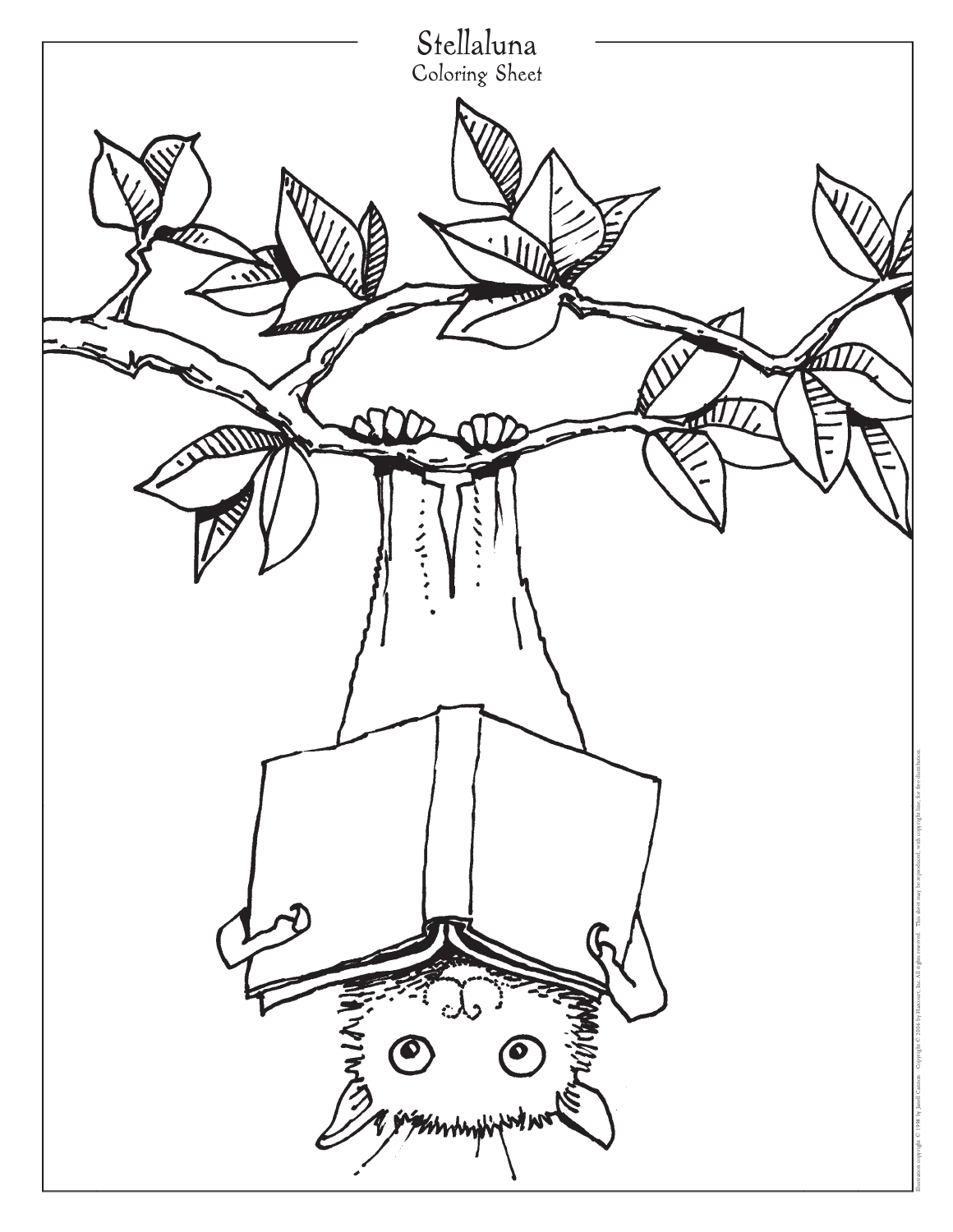# Stellaluna

Coloring Sheet

Illustration copyright © 1993 by Janell Cannon. Copyright © 2006 by Harcourt, Inc. All rights reserved. This sheet may be reproduced, with copyright line, for free distribution.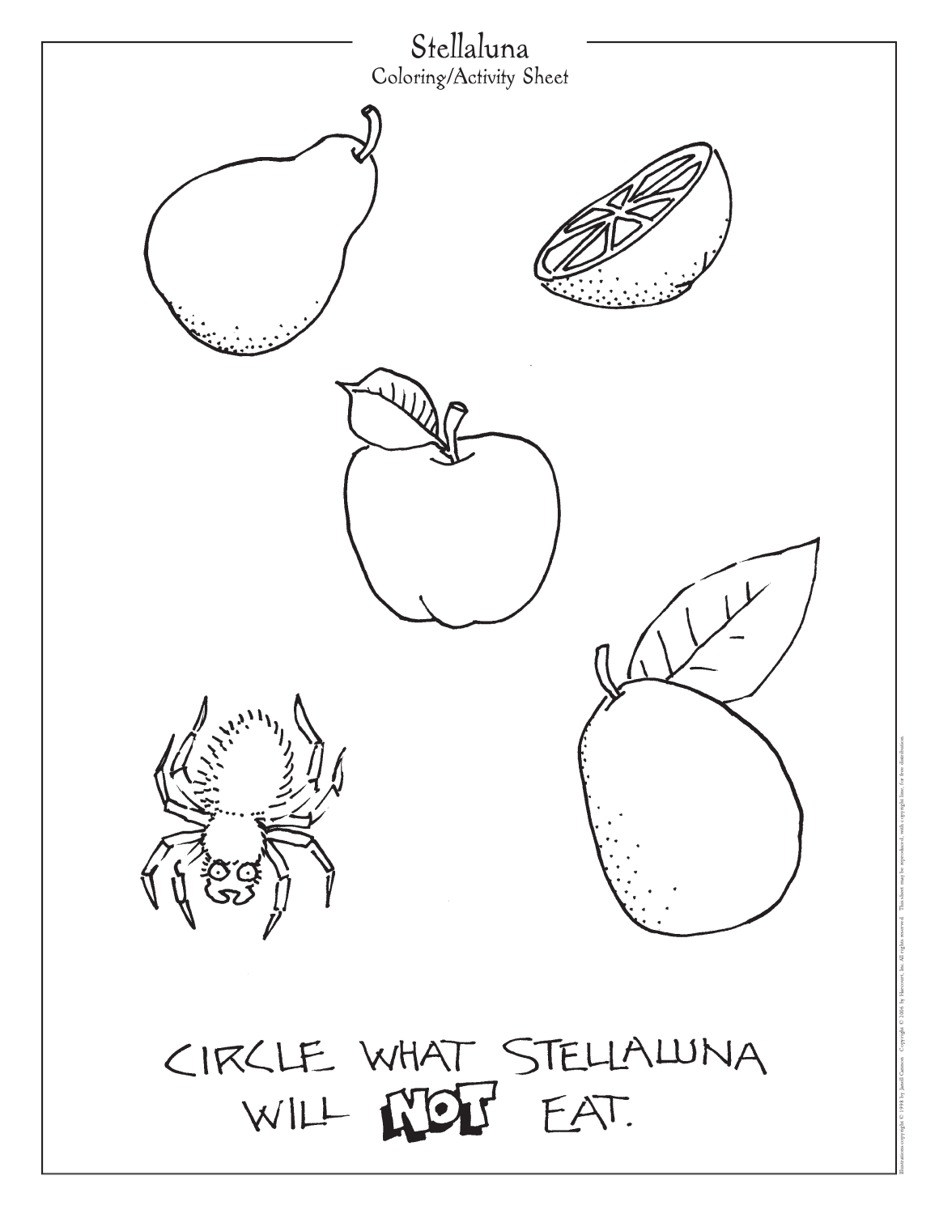# Stellaluna

Coloring/Activity Sheet

CIRCLE WHAT STELLALUNA WILL **NOT** EAT.

Illustrations copyright © 1993 by Janell Cannon. Copyright © 2006 by Harcourt, Inc. All rights reserved. This sheet may be reproduced, with copyright line, for free distribution.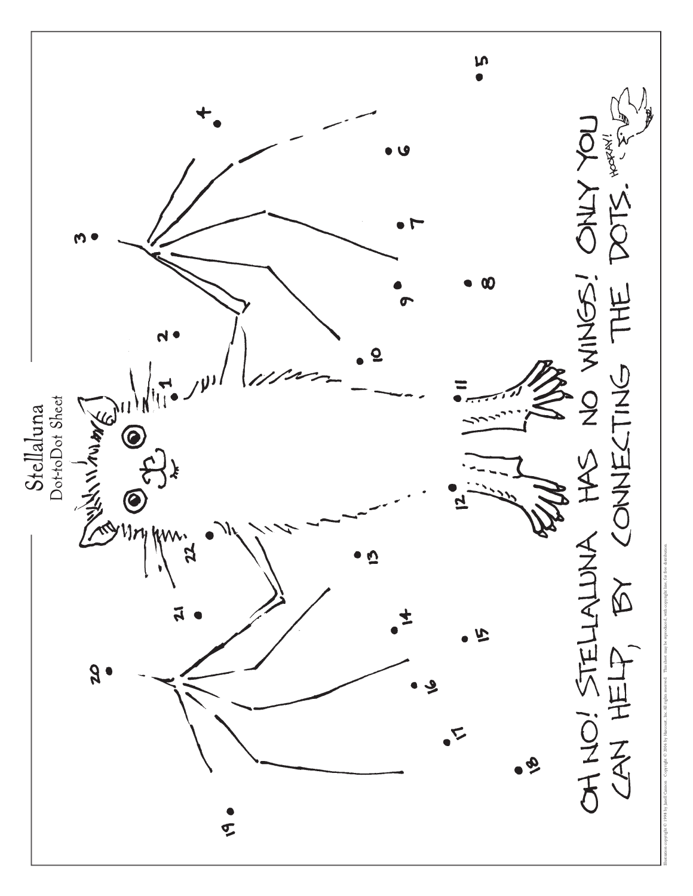# Stellaluna

Dot-to-Dot Sheet

OH NO! STELLALUNA HAS NO WINGS! ONLY YOU CAN HELP, BY CONNECTING THE DOTS.

HOORAY!

Illustration copyright © 1993 by Janell Cannon. Copyright © 2006 by Harcourt, Inc. All rights reserved. This sheet may be reproduced, with copyright line, for free distribution.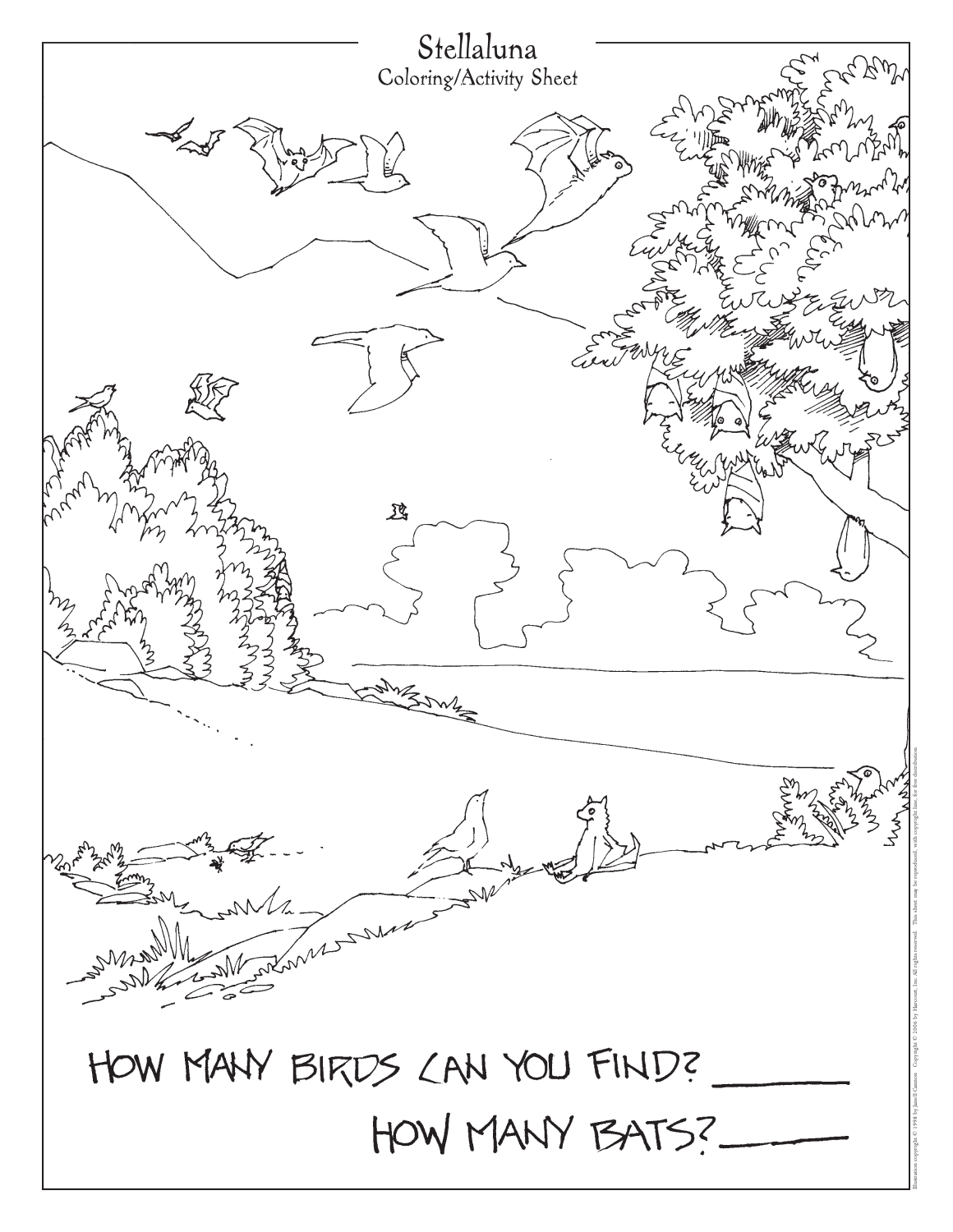# Stellaluna

Coloring/Activity Sheet

HOW MANY BIRDS CAN YOU FIND? ______

HOW MANY BATS? ______

Illustration copyright © 1993 by Janell Cannon. Copyright © 2006 by Harcourt, Inc. All rights reserved. This sheet may be reproduced, with copyright line, for free distribution.